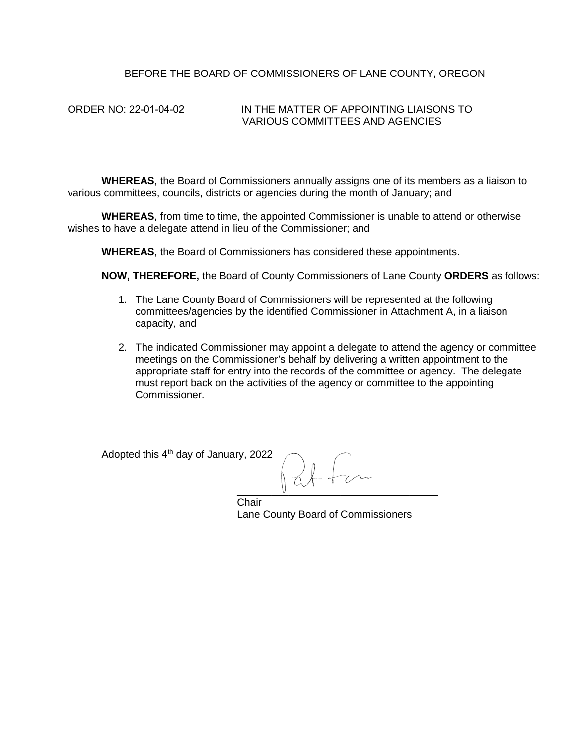BEFORE THE BOARD OF COMMISSIONERS OF LANE COUNTY, OREGON

| ORDER NO: 22-01-04-02 | IN THE MATTER OF APPOINTING LIAISONS TO VARIOUS COMMITTEES AND AGENCIES |
| --- | --- |

**WHEREAS**, the Board of Commissioners annually assigns one of its members as a liaison to various committees, councils, districts or agencies during the month of January; and

**WHEREAS**, from time to time, the appointed Commissioner is unable to attend or otherwise wishes to have a delegate attend in lieu of the Commissioner; and

**WHEREAS**, the Board of Commissioners has considered these appointments.

**NOW, THEREFORE,** the Board of County Commissioners of Lane County **ORDERS** as follows:

1. The Lane County Board of Commissioners will be represented at the following committees/agencies by the identified Commissioner in Attachment A, in a liaison capacity, and
2. The indicated Commissioner may appoint a delegate to attend the agency or committee meetings on the Commissioner's behalf by delivering a written appointment to the appropriate staff for entry into the records of the committee or agency. The delegate must report back on the activities of the agency or committee to the appointing Commissioner.

Adopted this 4th day of January, 2022

Pat Farr

\_\_\_\_\_\_\_\_\_\_\_\_\_\_\_\_\_\_\_\_\_\_\_\_\_\_\_\_\_\_\_\_\_\_\_\_

Chair
Lane County Board of Commissioners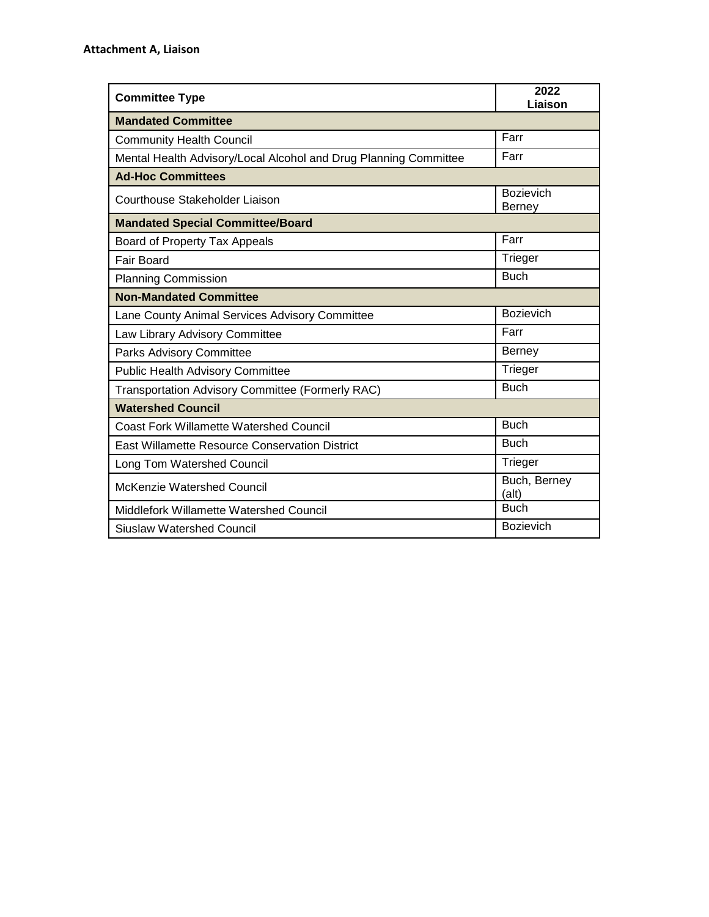**Attachment A, Liaison**

| Committee Type | 2022 Liaison |
| --- | --- |
| **Mandated Committee** | |
| Community Health Council | Farr |
| Mental Health Advisory/Local Alcohol and Drug Planning Committee | Farr |
| **Ad-Hoc Committees** | |
| Courthouse Stakeholder Liaison | Bozievich Berney |
| **Mandated Special Committee/Board** | |
| Board of Property Tax Appeals | Farr |
| Fair Board | Trieger |
| Planning Commission | Buch |
| **Non-Mandated Committee** | |
| Lane County Animal Services Advisory Committee | Bozievich |
| Law Library Advisory Committee | Farr |
| Parks Advisory Committee | Berney |
| Public Health Advisory Committee | Trieger |
| Transportation Advisory Committee (Formerly RAC) | Buch |
| **Watershed Council** | |
| Coast Fork Willamette Watershed Council | Buch |
| East Willamette Resource Conservation District | Buch |
| Long Tom Watershed Council | Trieger |
| McKenzie Watershed Council | Buch, Berney (alt) |
| Middlefork Willamette Watershed Council | Buch |
| Siuslaw Watershed Council | Bozievich |